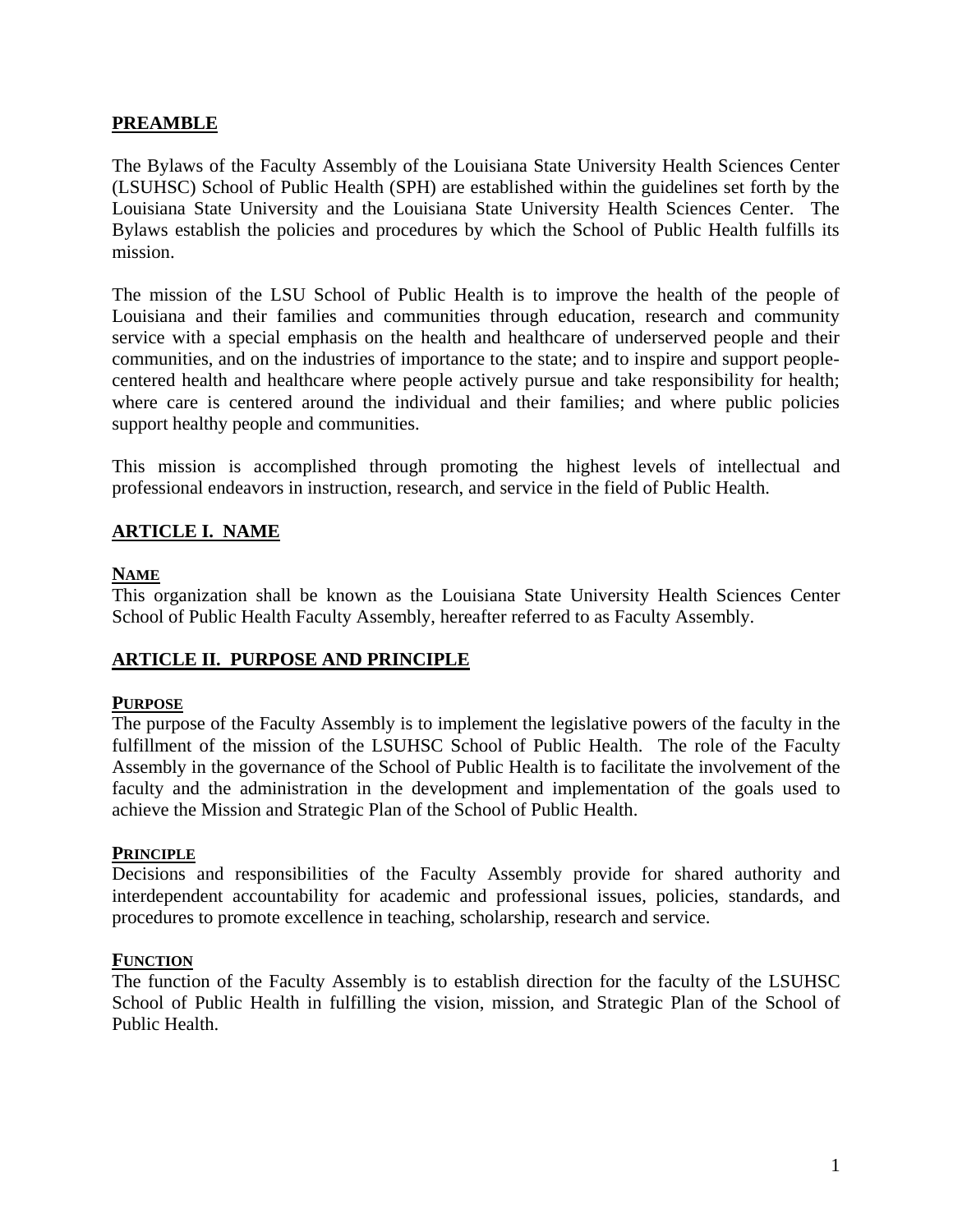## PREAMBLE

The Bylaws of the Faculty Assembly of the Louisiana State University Health Sciences Center (LSUHSC) School of Public Health (SPH) are established within the guidelines set forth by the Louisiana State University and the Louisiana State University Health Sciences Center. The Bylaws establish the policies and procedures by which the School of Public Health fulfills its mission.

The mission of the LSU School of Public Health is to improve the health of the people of Louisiana and their families and communities through education, research and community service with a special emphasis on the health and healthcare of underserved people and their communities, and on the industries of importance to the state; and to inspire and support people-centered health and healthcare where people actively pursue and take responsibility for health; where care is centered around the individual and their families; and where public policies support healthy people and communities.

This mission is accomplished through promoting the highest levels of intellectual and professional endeavors in instruction, research, and service in the field of Public Health.

## ARTICLE I. NAME

### NAME

This organization shall be known as the Louisiana State University Health Sciences Center School of Public Health Faculty Assembly, hereafter referred to as Faculty Assembly.

## ARTICLE II. PURPOSE AND PRINCIPLE

### PURPOSE

The purpose of the Faculty Assembly is to implement the legislative powers of the faculty in the fulfillment of the mission of the LSUHSC School of Public Health. The role of the Faculty Assembly in the governance of the School of Public Health is to facilitate the involvement of the faculty and the administration in the development and implementation of the goals used to achieve the Mission and Strategic Plan of the School of Public Health.

### PRINCIPLE

Decisions and responsibilities of the Faculty Assembly provide for shared authority and interdependent accountability for academic and professional issues, policies, standards, and procedures to promote excellence in teaching, scholarship, research and service.

### FUNCTION

The function of the Faculty Assembly is to establish direction for the faculty of the LSUHSC School of Public Health in fulfilling the vision, mission, and Strategic Plan of the School of Public Health.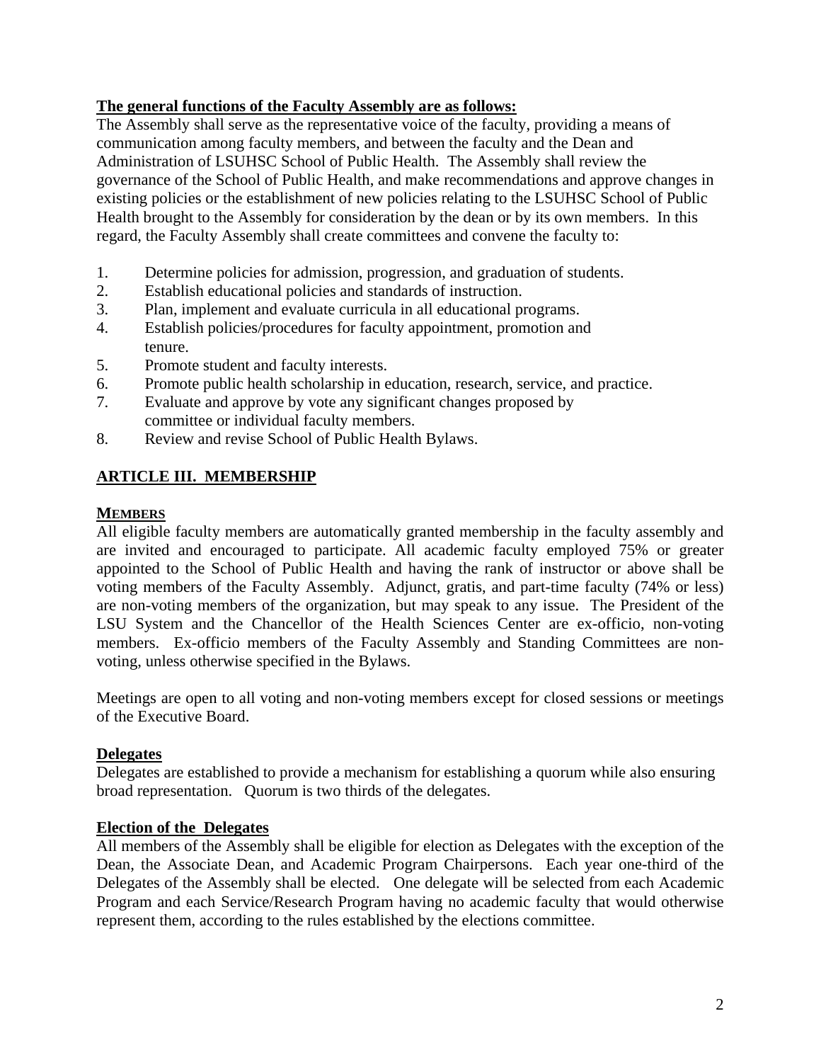**The general functions of the Faculty Assembly are as follows:**

The Assembly shall serve as the representative voice of the faculty, providing a means of communication among faculty members, and between the faculty and the Dean and Administration of LSUHSC School of Public Health. The Assembly shall review the governance of the School of Public Health, and make recommendations and approve changes in existing policies or the establishment of new policies relating to the LSUHSC School of Public Health brought to the Assembly for consideration by the dean or by its own members. In this regard, the Faculty Assembly shall create committees and convene the faculty to:

1. Determine policies for admission, progression, and graduation of students.
2. Establish educational policies and standards of instruction.
3. Plan, implement and evaluate curricula in all educational programs.
4. Establish policies/procedures for faculty appointment, promotion and tenure.
5. Promote student and faculty interests.
6. Promote public health scholarship in education, research, service, and practice.
7. Evaluate and approve by vote any significant changes proposed by committee or individual faculty members.
8. Review and revise School of Public Health Bylaws.

## ARTICLE III. MEMBERSHIP

### MEMBERS

All eligible faculty members are automatically granted membership in the faculty assembly and are invited and encouraged to participate. All academic faculty employed 75% or greater appointed to the School of Public Health and having the rank of instructor or above shall be voting members of the Faculty Assembly. Adjunct, gratis, and part-time faculty (74% or less) are non-voting members of the organization, but may speak to any issue. The President of the LSU System and the Chancellor of the Health Sciences Center are ex-officio, non-voting members. Ex-officio members of the Faculty Assembly and Standing Committees are non-voting, unless otherwise specified in the Bylaws.

Meetings are open to all voting and non-voting members except for closed sessions or meetings of the Executive Board.

### Delegates

Delegates are established to provide a mechanism for establishing a quorum while also ensuring broad representation. Quorum is two thirds of the delegates.

### Election of the Delegates

All members of the Assembly shall be eligible for election as Delegates with the exception of the Dean, the Associate Dean, and Academic Program Chairpersons. Each year one-third of the Delegates of the Assembly shall be elected. One delegate will be selected from each Academic Program and each Service/Research Program having no academic faculty that would otherwise represent them, according to the rules established by the elections committee.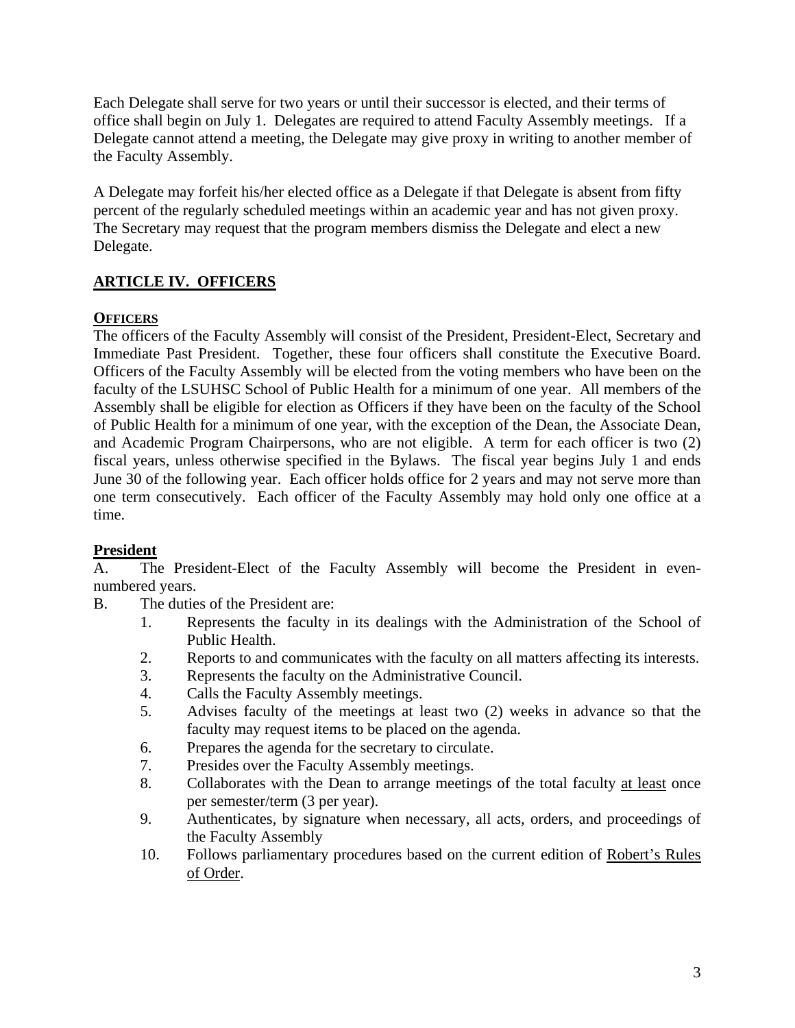Each Delegate shall serve for two years or until their successor is elected, and their terms of office shall begin on July 1. Delegates are required to attend Faculty Assembly meetings. If a Delegate cannot attend a meeting, the Delegate may give proxy in writing to another member of the Faculty Assembly.

A Delegate may forfeit his/her elected office as a Delegate if that Delegate is absent from fifty percent of the regularly scheduled meetings within an academic year and has not given proxy. The Secretary may request that the program members dismiss the Delegate and elect a new Delegate.

## ARTICLE IV. OFFICERS

### OFFICERS

The officers of the Faculty Assembly will consist of the President, President-Elect, Secretary and Immediate Past President. Together, these four officers shall constitute the Executive Board. Officers of the Faculty Assembly will be elected from the voting members who have been on the faculty of the LSUHSC School of Public Health for a minimum of one year. All members of the Assembly shall be eligible for election as Officers if they have been on the faculty of the School of Public Health for a minimum of one year, with the exception of the Dean, the Associate Dean, and Academic Program Chairpersons, who are not eligible. A term for each officer is two (2) fiscal years, unless otherwise specified in the Bylaws. The fiscal year begins July 1 and ends June 30 of the following year. Each officer holds office for 2 years and may not serve more than one term consecutively. Each officer of the Faculty Assembly may hold only one office at a time.

### President

A. The President-Elect of the Faculty Assembly will become the President in even-numbered years.

B. The duties of the President are:

1. Represents the faculty in its dealings with the Administration of the School of Public Health.
2. Reports to and communicates with the faculty on all matters affecting its interests.
3. Represents the faculty on the Administrative Council.
4. Calls the Faculty Assembly meetings.
5. Advises faculty of the meetings at least two (2) weeks in advance so that the faculty may request items to be placed on the agenda.
6. Prepares the agenda for the secretary to circulate.
7. Presides over the Faculty Assembly meetings.
8. Collaborates with the Dean to arrange meetings of the total faculty <u>at least</u> once per semester/term (3 per year).
9. Authenticates, by signature when necessary, all acts, orders, and proceedings of the Faculty Assembly
10. Follows parliamentary procedures based on the current edition of <u>Robert's Rules of Order</u>.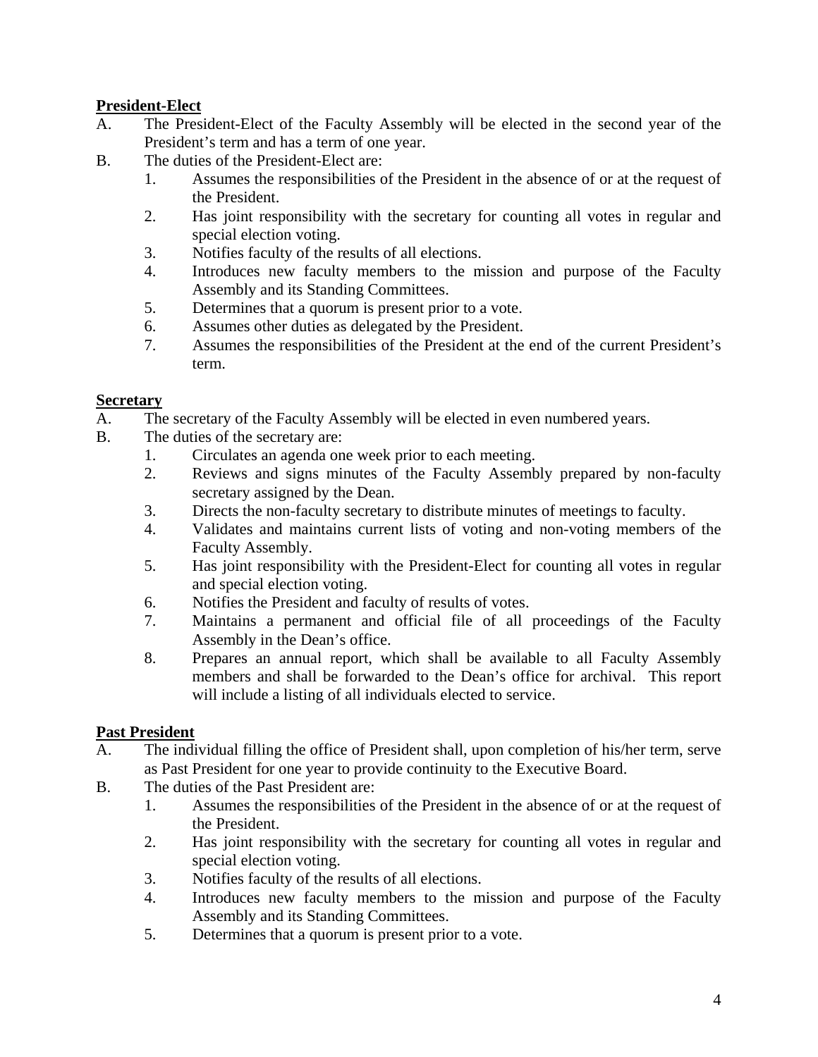**President-Elect**

A. The President-Elect of the Faculty Assembly will be elected in the second year of the President's term and has a term of one year.

B. The duties of the President-Elect are:
   1. Assumes the responsibilities of the President in the absence of or at the request of the President.
   2. Has joint responsibility with the secretary for counting all votes in regular and special election voting.
   3. Notifies faculty of the results of all elections.
   4. Introduces new faculty members to the mission and purpose of the Faculty Assembly and its Standing Committees.
   5. Determines that a quorum is present prior to a vote.
   6. Assumes other duties as delegated by the President.
   7. Assumes the responsibilities of the President at the end of the current President's term.

**Secretary**

A. The secretary of the Faculty Assembly will be elected in even numbered years.

B. The duties of the secretary are:
   1. Circulates an agenda one week prior to each meeting.
   2. Reviews and signs minutes of the Faculty Assembly prepared by non-faculty secretary assigned by the Dean.
   3. Directs the non-faculty secretary to distribute minutes of meetings to faculty.
   4. Validates and maintains current lists of voting and non-voting members of the Faculty Assembly.
   5. Has joint responsibility with the President-Elect for counting all votes in regular and special election voting.
   6. Notifies the President and faculty of results of votes.
   7. Maintains a permanent and official file of all proceedings of the Faculty Assembly in the Dean's office.
   8. Prepares an annual report, which shall be available to all Faculty Assembly members and shall be forwarded to the Dean's office for archival. This report will include a listing of all individuals elected to service.

**Past President**

A. The individual filling the office of President shall, upon completion of his/her term, serve as Past President for one year to provide continuity to the Executive Board.

B. The duties of the Past President are:
   1. Assumes the responsibilities of the President in the absence of or at the request of the President.
   2. Has joint responsibility with the secretary for counting all votes in regular and special election voting.
   3. Notifies faculty of the results of all elections.
   4. Introduces new faculty members to the mission and purpose of the Faculty Assembly and its Standing Committees.
   5. Determines that a quorum is present prior to a vote.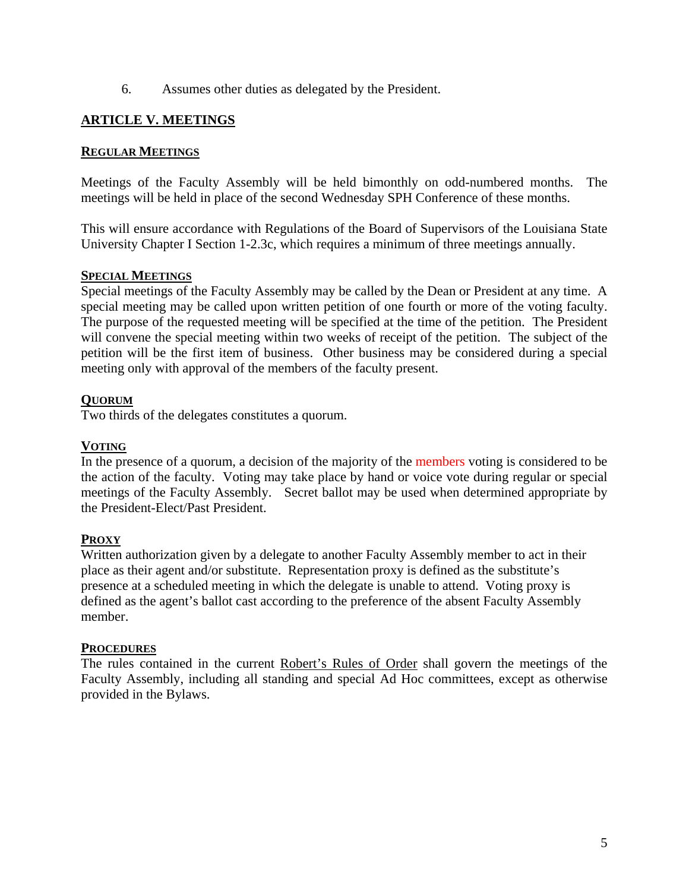6. Assumes other duties as delegated by the President.

## ARTICLE V. MEETINGS

### REGULAR MEETINGS

Meetings of the Faculty Assembly will be held bimonthly on odd-numbered months. The meetings will be held in place of the second Wednesday SPH Conference of these months.

This will ensure accordance with Regulations of the Board of Supervisors of the Louisiana State University Chapter I Section 1-2.3c, which requires a minimum of three meetings annually.

### SPECIAL MEETINGS

Special meetings of the Faculty Assembly may be called by the Dean or President at any time. A special meeting may be called upon written petition of one fourth or more of the voting faculty. The purpose of the requested meeting will be specified at the time of the petition. The President will convene the special meeting within two weeks of receipt of the petition. The subject of the petition will be the first item of business. Other business may be considered during a special meeting only with approval of the members of the faculty present.

### QUORUM

Two thirds of the delegates constitutes a quorum.

### VOTING

In the presence of a quorum, a decision of the majority of the members voting is considered to be the action of the faculty. Voting may take place by hand or voice vote during regular or special meetings of the Faculty Assembly. Secret ballot may be used when determined appropriate by the President-Elect/Past President.

### PROXY

Written authorization given by a delegate to another Faculty Assembly member to act in their place as their agent and/or substitute. Representation proxy is defined as the substitute's presence at a scheduled meeting in which the delegate is unable to attend. Voting proxy is defined as the agent's ballot cast according to the preference of the absent Faculty Assembly member.

### PROCEDURES

The rules contained in the current Robert's Rules of Order shall govern the meetings of the Faculty Assembly, including all standing and special Ad Hoc committees, except as otherwise provided in the Bylaws.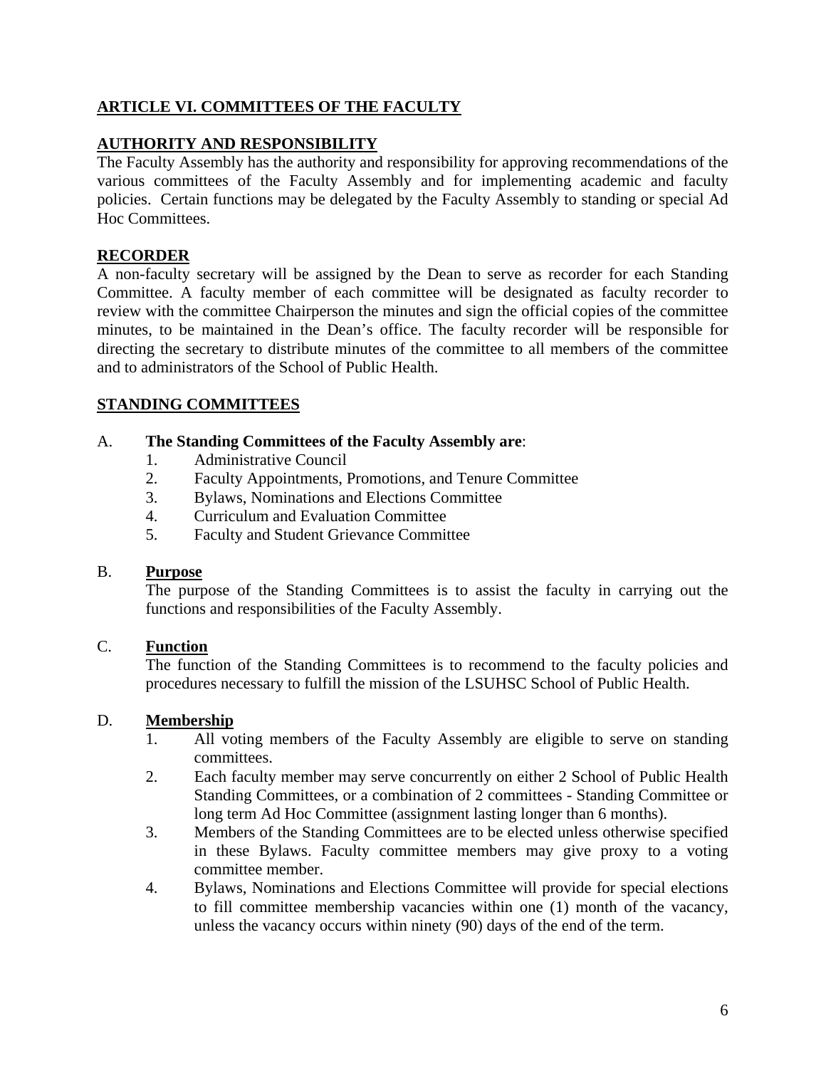## ARTICLE VI. COMMITTEES OF THE FACULTY

### AUTHORITY AND RESPONSIBILITY

The Faculty Assembly has the authority and responsibility for approving recommendations of the various committees of the Faculty Assembly and for implementing academic and faculty policies. Certain functions may be delegated by the Faculty Assembly to standing or special Ad Hoc Committees.

### RECORDER

A non-faculty secretary will be assigned by the Dean to serve as recorder for each Standing Committee. A faculty member of each committee will be designated as faculty recorder to review with the committee Chairperson the minutes and sign the official copies of the committee minutes, to be maintained in the Dean's office. The faculty recorder will be responsible for directing the secretary to distribute minutes of the committee to all members of the committee and to administrators of the School of Public Health.

### STANDING COMMITTEES

A. **The Standing Committees of the Faculty Assembly are**:

1. Administrative Council
2. Faculty Appointments, Promotions, and Tenure Committee
3. Bylaws, Nominations and Elections Committee
4. Curriculum and Evaluation Committee
5. Faculty and Student Grievance Committee

B. **Purpose**

The purpose of the Standing Committees is to assist the faculty in carrying out the functions and responsibilities of the Faculty Assembly.

C. **Function**

The function of the Standing Committees is to recommend to the faculty policies and procedures necessary to fulfill the mission of the LSUHSC School of Public Health.

D. **Membership**

1. All voting members of the Faculty Assembly are eligible to serve on standing committees.
2. Each faculty member may serve concurrently on either 2 School of Public Health Standing Committees, or a combination of 2 committees - Standing Committee or long term Ad Hoc Committee (assignment lasting longer than 6 months).
3. Members of the Standing Committees are to be elected unless otherwise specified in these Bylaws. Faculty committee members may give proxy to a voting committee member.
4. Bylaws, Nominations and Elections Committee will provide for special elections to fill committee membership vacancies within one (1) month of the vacancy, unless the vacancy occurs within ninety (90) days of the end of the term.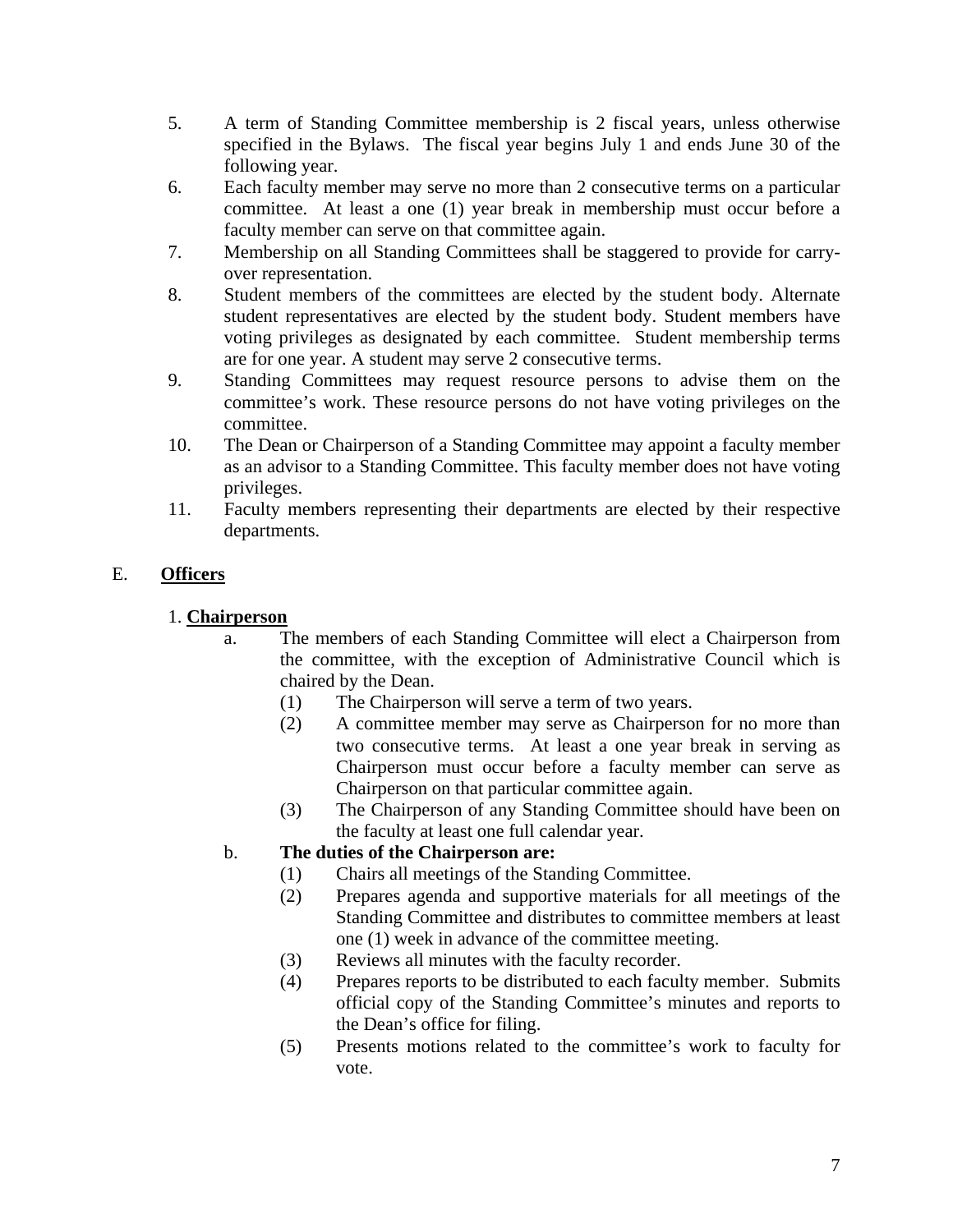5. A term of Standing Committee membership is 2 fiscal years, unless otherwise specified in the Bylaws. The fiscal year begins July 1 and ends June 30 of the following year.
6. Each faculty member may serve no more than 2 consecutive terms on a particular committee. At least a one (1) year break in membership must occur before a faculty member can serve on that committee again.
7. Membership on all Standing Committees shall be staggered to provide for carry-over representation.
8. Student members of the committees are elected by the student body. Alternate student representatives are elected by the student body. Student members have voting privileges as designated by each committee. Student membership terms are for one year. A student may serve 2 consecutive terms.
9. Standing Committees may request resource persons to advise them on the committee's work. These resource persons do not have voting privileges on the committee.
10. The Dean or Chairperson of a Standing Committee may appoint a faculty member as an advisor to a Standing Committee. This faculty member does not have voting privileges.
11. Faculty members representing their departments are elected by their respective departments.

E. **Officers**

1. **Chairperson**

   a. The members of each Standing Committee will elect a Chairperson from the committee, with the exception of Administrative Council which is chaired by the Dean.
      (1) The Chairperson will serve a term of two years.
      (2) A committee member may serve as Chairperson for no more than two consecutive terms. At least a one year break in serving as Chairperson must occur before a faculty member can serve as Chairperson on that particular committee again.
      (3) The Chairperson of any Standing Committee should have been on the faculty at least one full calendar year.

   b. **The duties of the Chairperson are:**
      (1) Chairs all meetings of the Standing Committee.
      (2) Prepares agenda and supportive materials for all meetings of the Standing Committee and distributes to committee members at least one (1) week in advance of the committee meeting.
      (3) Reviews all minutes with the faculty recorder.
      (4) Prepares reports to be distributed to each faculty member. Submits official copy of the Standing Committee's minutes and reports to the Dean's office for filing.
      (5) Presents motions related to the committee's work to faculty for vote.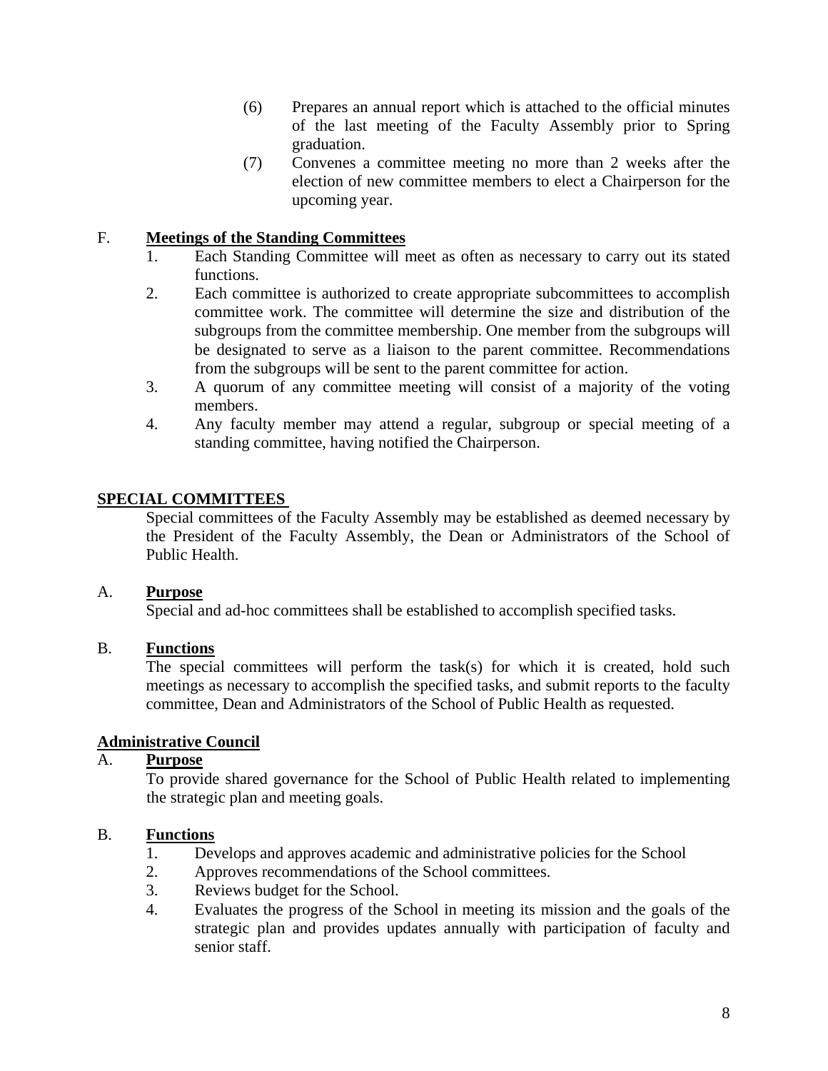(6) Prepares an annual report which is attached to the official minutes of the last meeting of the Faculty Assembly prior to Spring graduation.

(7) Convenes a committee meeting no more than 2 weeks after the election of new committee members to elect a Chairperson for the upcoming year.

F. **<u>Meetings of the Standing Committees</u>**

1. Each Standing Committee will meet as often as necessary to carry out its stated functions.
2. Each committee is authorized to create appropriate subcommittees to accomplish committee work. The committee will determine the size and distribution of the subgroups from the committee membership. One member from the subgroups will be designated to serve as a liaison to the parent committee. Recommendations from the subgroups will be sent to the parent committee for action.
3. A quorum of any committee meeting will consist of a majority of the voting members.
4. Any faculty member may attend a regular, subgroup or special meeting of a standing committee, having notified the Chairperson.

## **<u>SPECIAL COMMITTEES</u>**

Special committees of the Faculty Assembly may be established as deemed necessary by the President of the Faculty Assembly, the Dean or Administrators of the School of Public Health.

A. **<u>Purpose</u>**

Special and ad-hoc committees shall be established to accomplish specified tasks.

B. **<u>Functions</u>**

The special committees will perform the task(s) for which it is created, hold such meetings as necessary to accomplish the specified tasks, and submit reports to the faculty committee, Dean and Administrators of the School of Public Health as requested.

## **<u>Administrative Council</u>**

A. **<u>Purpose</u>**

To provide shared governance for the School of Public Health related to implementing the strategic plan and meeting goals.

B. **<u>Functions</u>**

1. Develops and approves academic and administrative policies for the School
2. Approves recommendations of the School committees.
3. Reviews budget for the School.
4. Evaluates the progress of the School in meeting its mission and the goals of the strategic plan and provides updates annually with participation of faculty and senior staff.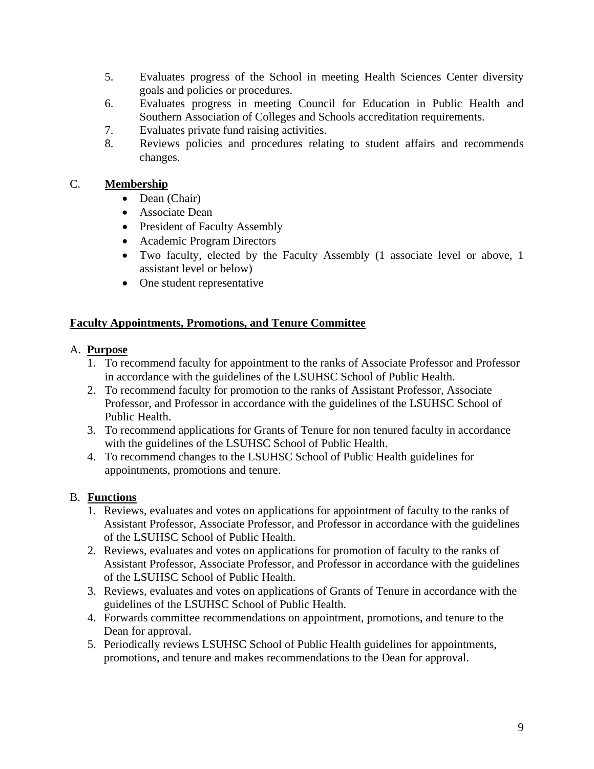5. Evaluates progress of the School in meeting Health Sciences Center diversity goals and policies or procedures.
6. Evaluates progress in meeting Council for Education in Public Health and Southern Association of Colleges and Schools accreditation requirements.
7. Evaluates private fund raising activities.
8. Reviews policies and procedures relating to student affairs and recommends changes.

C. **Membership**

- Dean (Chair)
- Associate Dean
- President of Faculty Assembly
- Academic Program Directors
- Two faculty, elected by the Faculty Assembly (1 associate level or above, 1 assistant level or below)
- One student representative

## Faculty Appointments, Promotions, and Tenure Committee

A. **Purpose**

1. To recommend faculty for appointment to the ranks of Associate Professor and Professor in accordance with the guidelines of the LSUHSC School of Public Health.
2. To recommend faculty for promotion to the ranks of Assistant Professor, Associate Professor, and Professor in accordance with the guidelines of the LSUHSC School of Public Health.
3. To recommend applications for Grants of Tenure for non tenured faculty in accordance with the guidelines of the LSUHSC School of Public Health.
4. To recommend changes to the LSUHSC School of Public Health guidelines for appointments, promotions and tenure.

B. **Functions**

1. Reviews, evaluates and votes on applications for appointment of faculty to the ranks of Assistant Professor, Associate Professor, and Professor in accordance with the guidelines of the LSUHSC School of Public Health.
2. Reviews, evaluates and votes on applications for promotion of faculty to the ranks of Assistant Professor, Associate Professor, and Professor in accordance with the guidelines of the LSUHSC School of Public Health.
3. Reviews, evaluates and votes on applications of Grants of Tenure in accordance with the guidelines of the LSUHSC School of Public Health.
4. Forwards committee recommendations on appointment, promotions, and tenure to the Dean for approval.
5. Periodically reviews LSUHSC School of Public Health guidelines for appointments, promotions, and tenure and makes recommendations to the Dean for approval.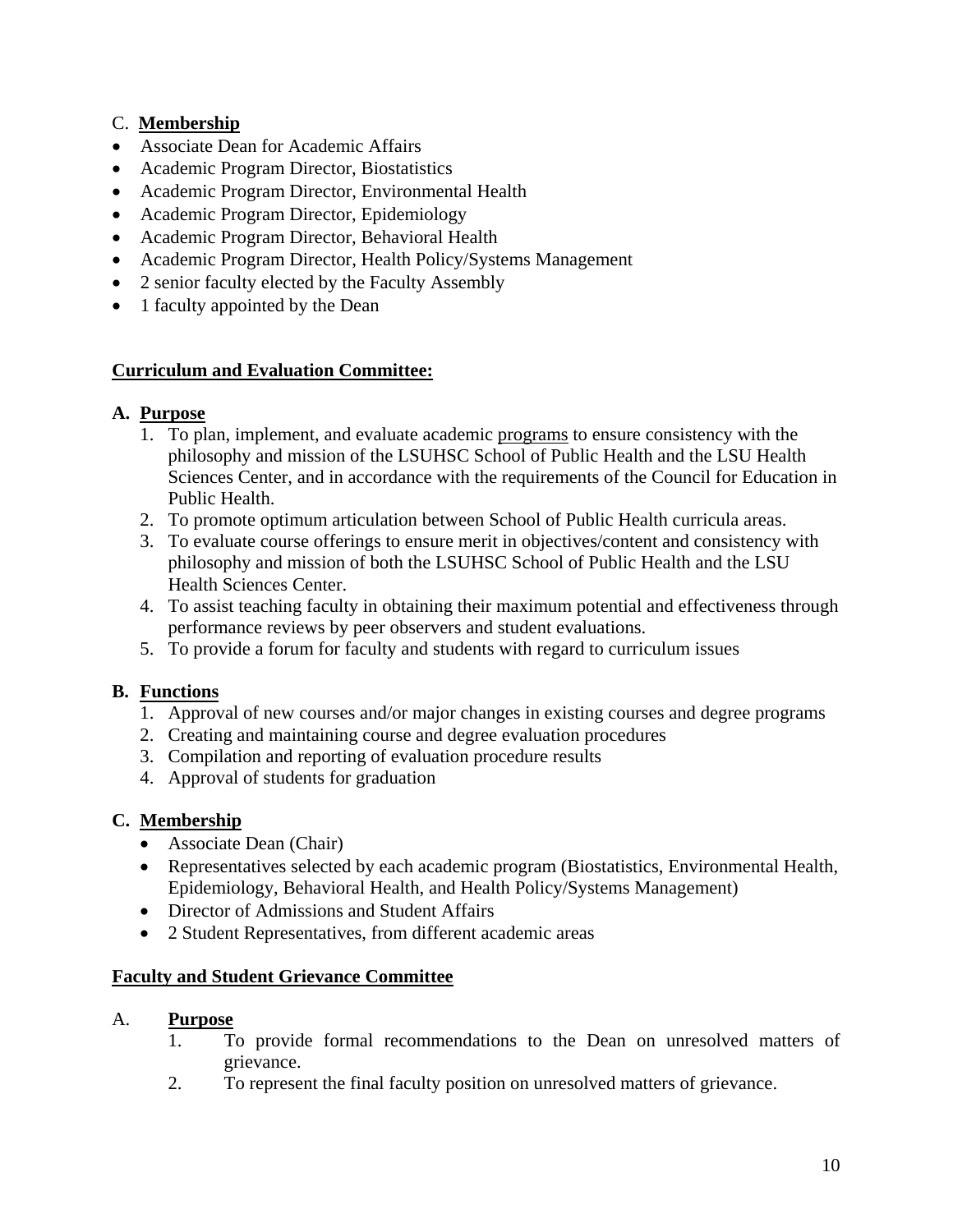C. **Membership**

- Associate Dean for Academic Affairs
- Academic Program Director, Biostatistics
- Academic Program Director, Environmental Health
- Academic Program Director, Epidemiology
- Academic Program Director, Behavioral Health
- Academic Program Director, Health Policy/Systems Management
- 2 senior faculty elected by the Faculty Assembly
- 1 faculty appointed by the Dean

**Curriculum and Evaluation Committee:**

**A. Purpose**

1. To plan, implement, and evaluate academic programs to ensure consistency with the philosophy and mission of the LSUHSC School of Public Health and the LSU Health Sciences Center, and in accordance with the requirements of the Council for Education in Public Health.
2. To promote optimum articulation between School of Public Health curricula areas.
3. To evaluate course offerings to ensure merit in objectives/content and consistency with philosophy and mission of both the LSUHSC School of Public Health and the LSU Health Sciences Center.
4. To assist teaching faculty in obtaining their maximum potential and effectiveness through performance reviews by peer observers and student evaluations.
5. To provide a forum for faculty and students with regard to curriculum issues

**B. Functions**

1. Approval of new courses and/or major changes in existing courses and degree programs
2. Creating and maintaining course and degree evaluation procedures
3. Compilation and reporting of evaluation procedure results
4. Approval of students for graduation

**C. Membership**

- Associate Dean (Chair)
- Representatives selected by each academic program (Biostatistics, Environmental Health, Epidemiology, Behavioral Health, and Health Policy/Systems Management)
- Director of Admissions and Student Affairs
- 2 Student Representatives, from different academic areas

**Faculty and Student Grievance Committee**

A. **Purpose**

1. To provide formal recommendations to the Dean on unresolved matters of grievance.
2. To represent the final faculty position on unresolved matters of grievance.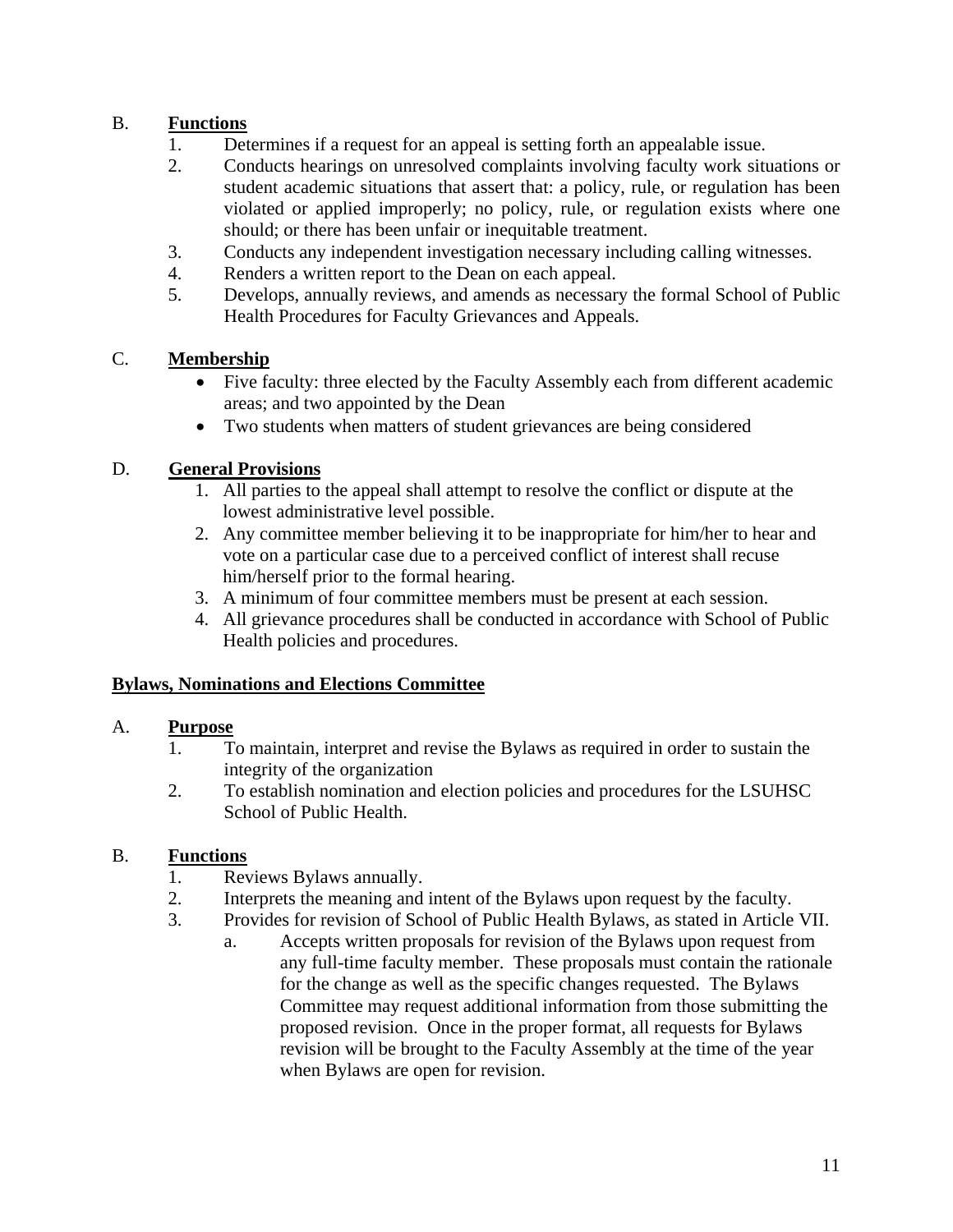B. **Functions**

1. Determines if a request for an appeal is setting forth an appealable issue.
2. Conducts hearings on unresolved complaints involving faculty work situations or student academic situations that assert that: a policy, rule, or regulation has been violated or applied improperly; no policy, rule, or regulation exists where one should; or there has been unfair or inequitable treatment.
3. Conducts any independent investigation necessary including calling witnesses.
4. Renders a written report to the Dean on each appeal.
5. Develops, annually reviews, and amends as necessary the formal School of Public Health Procedures for Faculty Grievances and Appeals.

C. **Membership**

- Five faculty: three elected by the Faculty Assembly each from different academic areas; and two appointed by the Dean
- Two students when matters of student grievances are being considered

D. **General Provisions**

1. All parties to the appeal shall attempt to resolve the conflict or dispute at the lowest administrative level possible.
2. Any committee member believing it to be inappropriate for him/her to hear and vote on a particular case due to a perceived conflict of interest shall recuse him/herself prior to the formal hearing.
3. A minimum of four committee members must be present at each session.
4. All grievance procedures shall be conducted in accordance with School of Public Health policies and procedures.

## Bylaws, Nominations and Elections Committee

A. **Purpose**

1. To maintain, interpret and revise the Bylaws as required in order to sustain the integrity of the organization
2. To establish nomination and election policies and procedures for the LSUHSC School of Public Health.

B. **Functions**

1. Reviews Bylaws annually.
2. Interprets the meaning and intent of the Bylaws upon request by the faculty.
3. Provides for revision of School of Public Health Bylaws, as stated in Article VII.
   a. Accepts written proposals for revision of the Bylaws upon request from any full-time faculty member. These proposals must contain the rationale for the change as well as the specific changes requested. The Bylaws Committee may request additional information from those submitting the proposed revision. Once in the proper format, all requests for Bylaws revision will be brought to the Faculty Assembly at the time of the year when Bylaws are open for revision.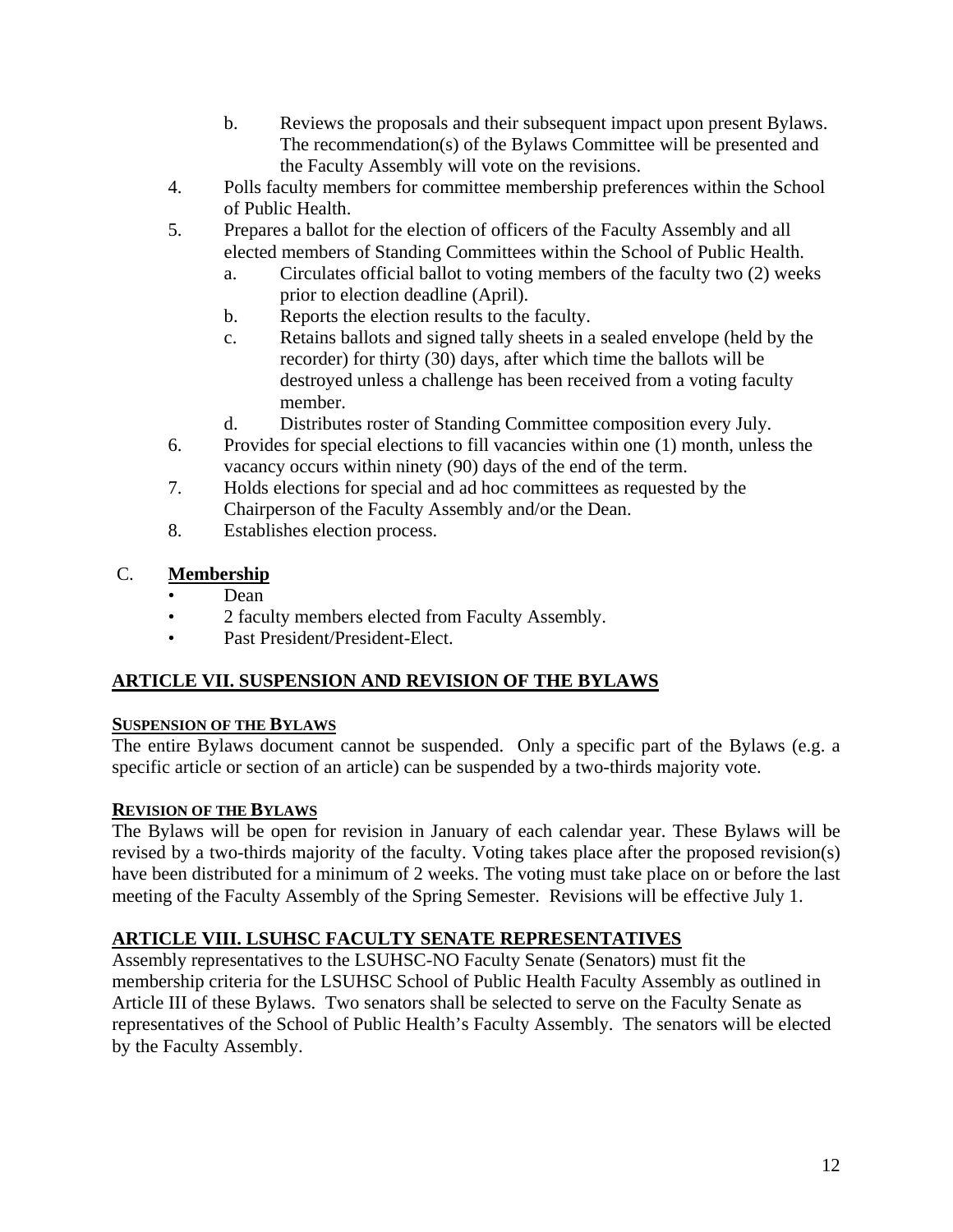b. Reviews the proposals and their subsequent impact upon present Bylaws. The recommendation(s) of the Bylaws Committee will be presented and the Faculty Assembly will vote on the revisions.

4. Polls faculty members for committee membership preferences within the School of Public Health.
5. Prepares a ballot for the election of officers of the Faculty Assembly and all elected members of Standing Committees within the School of Public Health.
   a. Circulates official ballot to voting members of the faculty two (2) weeks prior to election deadline (April).
   b. Reports the election results to the faculty.
   c. Retains ballots and signed tally sheets in a sealed envelope (held by the recorder) for thirty (30) days, after which time the ballots will be destroyed unless a challenge has been received from a voting faculty member.
   d. Distributes roster of Standing Committee composition every July.
6. Provides for special elections to fill vacancies within one (1) month, unless the vacancy occurs within ninety (90) days of the end of the term.
7. Holds elections for special and ad hoc committees as requested by the Chairperson of the Faculty Assembly and/or the Dean.
8. Establishes election process.

C. **Membership**

- Dean
- 2 faculty members elected from Faculty Assembly.
- Past President/President-Elect.

## ARTICLE VII. SUSPENSION AND REVISION OF THE BYLAWS

### SUSPENSION OF THE BYLAWS

The entire Bylaws document cannot be suspended. Only a specific part of the Bylaws (e.g. a specific article or section of an article) can be suspended by a two-thirds majority vote.

### REVISION OF THE BYLAWS

The Bylaws will be open for revision in January of each calendar year. These Bylaws will be revised by a two-thirds majority of the faculty. Voting takes place after the proposed revision(s) have been distributed for a minimum of 2 weeks. The voting must take place on or before the last meeting of the Faculty Assembly of the Spring Semester. Revisions will be effective July 1.

## ARTICLE VIII. LSUHSC FACULTY SENATE REPRESENTATIVES

Assembly representatives to the LSUHSC-NO Faculty Senate (Senators) must fit the membership criteria for the LSUHSC School of Public Health Faculty Assembly as outlined in Article III of these Bylaws. Two senators shall be selected to serve on the Faculty Senate as representatives of the School of Public Health's Faculty Assembly. The senators will be elected by the Faculty Assembly.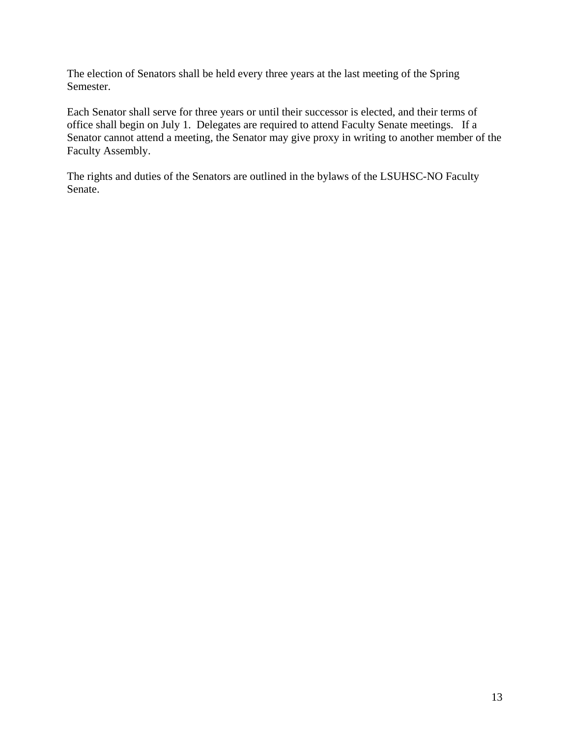The election of Senators shall be held every three years at the last meeting of the Spring Semester.

Each Senator shall serve for three years or until their successor is elected, and their terms of office shall begin on July 1. Delegates are required to attend Faculty Senate meetings. If a Senator cannot attend a meeting, the Senator may give proxy in writing to another member of the Faculty Assembly.

The rights and duties of the Senators are outlined in the bylaws of the LSUHSC-NO Faculty Senate.